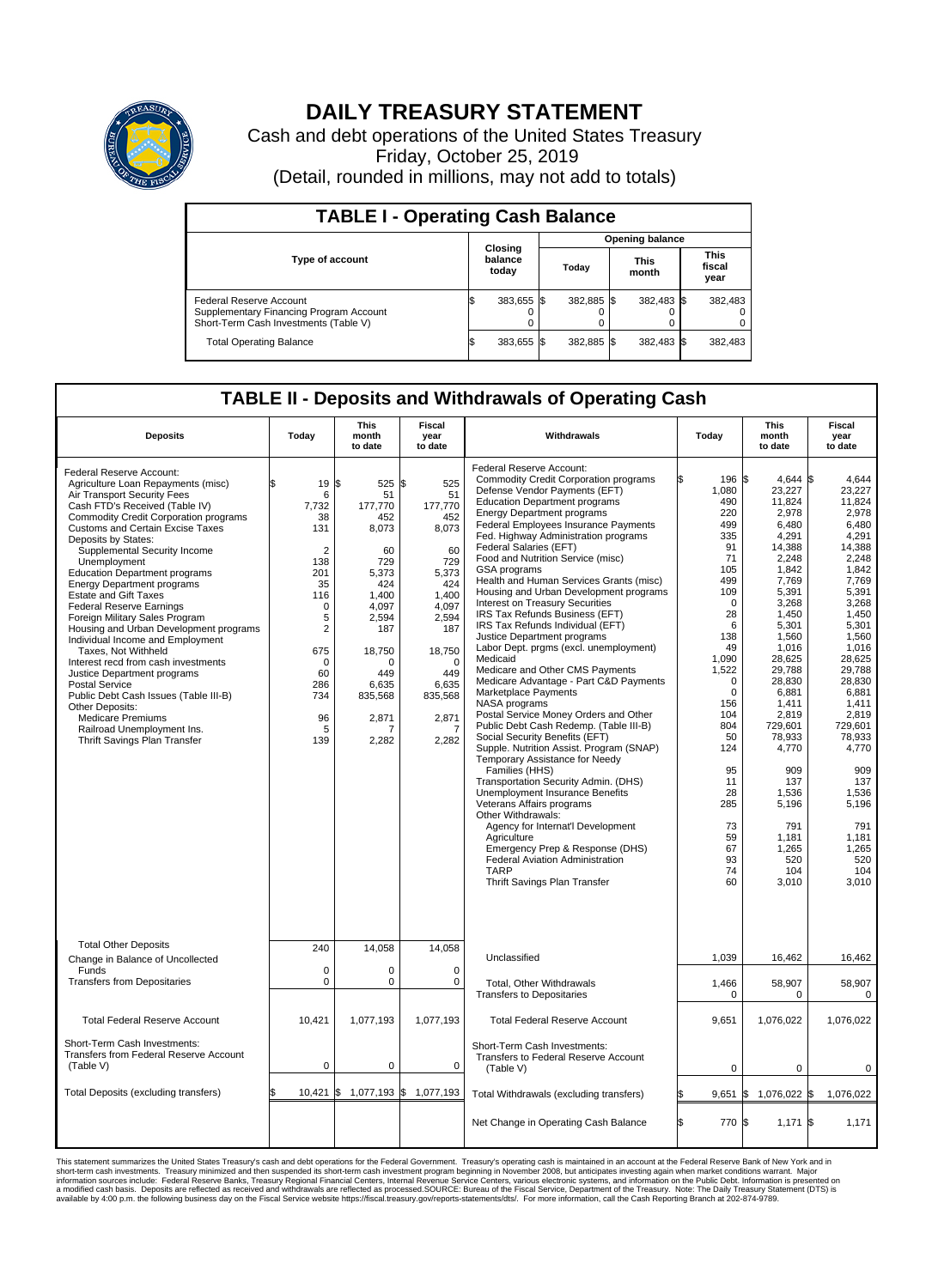# DAILY TREASURY STATEMENT

Cash and debt operations of the United States Treasury

Friday, October 25, 2019

(Detail, rounded in millions, may not add to totals)

| TABLE I - Operating Cash Balance | | | | |
|---|---|---|---|---|
| Type of account | Closing balance today | Opening balance | | |
| | | Today | This month | This fiscal year |
| Federal Reserve Account | $ 383,655 | $ 382,885 | $ 382,483 | $ 382,483 |
| Supplementary Financing Program Account | 0 | 0 | 0 | 0 |
| Short-Term Cash Investments (Table V) | 0 | 0 | 0 | 0 |
| Total Operating Balance | $ 383,655 | $ 382,885 | $ 382,483 | $ 382,483 |

| TABLE II - Deposits and Withdrawals of Operating Cash | | | | | | | |
|---|---|---|---|---|---|---|---|
| Deposits | Today | This month to date | Fiscal year to date | Withdrawals | Today | This month to date | Fiscal year to date |
| Federal Reserve Account: | | | | Federal Reserve Account: | | | |
| Agriculture Loan Repayments (misc) | $ 19 | $ 525 | $ 525 | Commodity Credit Corporation programs | $ 196 | $ 4,644 | $ 4,644 |
| Air Transport Security Fees | 6 | 51 | 51 | Defense Vendor Payments (EFT) | 1,080 | 23,227 | 23,227 |
| Cash FTD's Received (Table IV) | 7,732 | 177,770 | 177,770 | Education Department programs | 490 | 11,824 | 11,824 |
| Commodity Credit Corporation programs | 38 | 452 | 452 | Energy Department programs | 220 | 2,978 | 2,978 |
| Customs and Certain Excise Taxes | 131 | 8,073 | 8,073 | Federal Employees Insurance Payments | 499 | 6,480 | 6,480 |
| Deposits by States: | | | | Fed. Highway Administration programs | 335 | 4,291 | 4,291 |
| Supplemental Security Income | 2 | 60 | 60 | Federal Salaries (EFT) | 91 | 14,388 | 14,388 |
| Unemployment | 138 | 729 | 729 | Food and Nutrition Service (misc) | 71 | 2,248 | 2,248 |
| Education Department programs | 201 | 5,373 | 5,373 | GSA programs | 105 | 1,842 | 1,842 |
| Energy Department programs | 35 | 424 | 424 | Health and Human Services Grants (misc) | 499 | 7,769 | 7,769 |
| Estate and Gift Taxes | 116 | 1,400 | 1,400 | Housing and Urban Development programs | 109 | 5,391 | 5,391 |
| Federal Reserve Earnings | 0 | 4,097 | 4,097 | Interest on Treasury Securities | 0 | 3,268 | 3,268 |
| Foreign Military Sales Program | 5 | 2,594 | 2,594 | IRS Tax Refunds Business (EFT) | 28 | 1,450 | 1,450 |
| Housing and Urban Development programs | 2 | 187 | 187 | IRS Tax Refunds Individual (EFT) | 6 | 5,301 | 5,301 |
| Individual Income and Employment | | | | Justice Department programs | 138 | 1,560 | 1,560 |
| Taxes, Not Withheld | 675 | 18,750 | 18,750 | Labor Dept. prgms (excl. unemployment) | 49 | 1,016 | 1,016 |
| Interest recd from cash investments | 0 | 0 | 0 | Medicaid | 1,090 | 28,625 | 28,625 |
| Justice Department programs | 60 | 449 | 449 | Medicare and Other CMS Payments | 1,522 | 29,788 | 29,788 |
| Postal Service | 286 | 6,635 | 6,635 | Medicare Advantage - Part C&D Payments | 0 | 28,830 | 28,830 |
| Public Debt Cash Issues (Table III-B) | 734 | 835,568 | 835,568 | Marketplace Payments | 0 | 6,881 | 6,881 |
| Other Deposits: | | | | NASA programs | 156 | 1,411 | 1,411 |
| Medicare Premiums | 96 | 2,871 | 2,871 | Postal Service Money Orders and Other | 104 | 2,819 | 2,819 |
| Railroad Unemployment Ins. | 5 | 7 | 7 | Public Debt Cash Redemp. (Table III-B) | 804 | 729,601 | 729,601 |
| Thrift Savings Plan Transfer | 139 | 2,282 | 2,282 | Social Security Benefits (EFT) | 50 | 78,933 | 78,933 |
| | | | | Supple. Nutrition Assist. Program (SNAP) | 124 | 4,770 | 4,770 |
| | | | | Temporary Assistance for Needy Families (HHS) | 95 | 909 | 909 |
| | | | | Transportation Security Admin. (DHS) | 11 | 137 | 137 |
| | | | | Unemployment Insurance Benefits | 28 | 1,536 | 1,536 |
| | | | | Veterans Affairs programs | 285 | 5,196 | 5,196 |
| | | | | Other Withdrawals: | | | |
| | | | | Agency for Internat'l Development | 73 | 791 | 791 |
| | | | | Agriculture | 59 | 1,181 | 1,181 |
| | | | | Emergency Prep & Response (DHS) | 67 | 1,265 | 1,265 |
| | | | | Federal Aviation Administration | 93 | 520 | 520 |
| | | | | TARP | 74 | 104 | 104 |
| | | | | Thrift Savings Plan Transfer | 60 | 3,010 | 3,010 |
| Total Other Deposits | 240 | 14,058 | 14,058 | Unclassified | 1,039 | 16,462 | 16,462 |
| Change in Balance of Uncollected Funds | 0 | 0 | 0 | | | | |
| Transfers from Depositaries | 0 | 0 | 0 | Total, Other Withdrawals | 1,466 | 58,907 | 58,907 |
| | | | | Transfers to Depositaries | 0 | 0 | 0 |
| Total Federal Reserve Account | 10,421 | 1,077,193 | 1,077,193 | Total Federal Reserve Account | 9,651 | 1,076,022 | 1,076,022 |
| Short-Term Cash Investments: | | | | Short-Term Cash Investments: | | | |
| Transfers from Federal Reserve Account (Table V) | 0 | 0 | 0 | Transfers to Federal Reserve Account (Table V) | 0 | 0 | 0 |
| Total Deposits (excluding transfers) | $ 10,421 | $ 1,077,193 | $ 1,077,193 | Total Withdrawals (excluding transfers) | $ 9,651 | $ 1,076,022 | $ 1,076,022 |
| | | | | Net Change in Operating Cash Balance | $ 770 | $ 1,171 | $ 1,171 |

This statement summarizes the United States Treasury's cash and debt operations for the Federal Government. Treasury's operating cash is maintained in an account at the Federal Reserve Bank of New York and in short-term cash investments. Treasury minimized and then suspended its short-term cash investment program beginning in November 2008, but anticipates investing again when market conditions warrant. Major information sources include: Federal Reserve Banks, Treasury Regional Financial Centers, Internal Revenue Service Centers, various electronic systems, and information on the Public Debt. Information is presented on a modified cash basis. Deposits are reflected as received and withdrawals are reflected as processed.SOURCE: Bureau of the Fiscal Service, Department of the Treasury. Note: The Daily Treasury Statement (DTS) is available by 4:00 p.m. the following business day on the Fiscal Service website https://fiscal.treasury.gov/reports-statements/dts/. For more information, call the Cash Reporting Branch at 202-874-9789.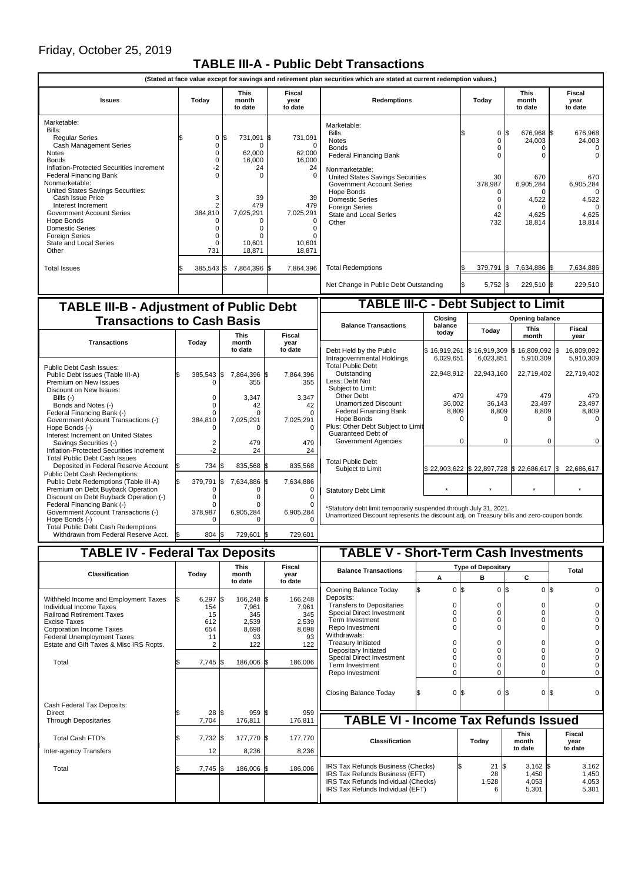Friday, October 25, 2019

# TABLE III-A - Public Debt Transactions

(Stated at face value except for savings and retirement plan securities which are stated at current redemption values.)

| Issues | Today | This month to date | Fiscal year to date |
|---|---|---|---|
| Marketable: | | | |
| Bills: | | | |
| Regular Series | $ 0 | $ 731,091 | $ 731,091 |
| Cash Management Series | 0 | 0 | 0 |
| Notes | 0 | 62,000 | 62,000 |
| Bonds | 0 | 16,000 | 16,000 |
| Inflation-Protected Securities Increment | -2 | 24 | 24 |
| Federal Financing Bank | 0 | 0 | 0 |
| Nonmarketable: | | | |
| United States Savings Securities: | | | |
| Cash Issue Price | 3 | 39 | 39 |
| Interest Increment | 2 | 479 | 479 |
| Government Account Series | 384,810 | 7,025,291 | 7,025,291 |
| Hope Bonds | 0 | 0 | 0 |
| Domestic Series | 0 | 0 | 0 |
| Foreign Series | 0 | 0 | 0 |
| State and Local Series | 0 | 10,601 | 10,601 |
| Other | 731 | 18,871 | 18,871 |
| Total Issues | $ 385,543 | $ 7,864,396 | $ 7,864,396 |

| Redemptions | Today | This month to date | Fiscal year to date |
|---|---|---|---|
| Marketable: | | | |
| Bills | $ 0 | $ 676,968 | $ 676,968 |
| Notes | 0 | 24,003 | 24,003 |
| Bonds | 0 | 0 | 0 |
| Federal Financing Bank | 0 | 0 | 0 |
| Nonmarketable: | | | |
| United States Savings Securities | 30 | 670 | 670 |
| Government Account Series | 378,987 | 6,905,284 | 6,905,284 |
| Hope Bonds | 0 | 0 | 0 |
| Domestic Series | 0 | 4,522 | 4,522 |
| Foreign Series | 0 | 0 | 0 |
| State and Local Series | 42 | 4,625 | 4,625 |
| Other | 732 | 18,814 | 18,814 |
| Total Redemptions | $ 379,791 | $ 7,634,886 | $ 7,634,886 |
| Net Change in Public Debt Outstanding | $ 5,752 | $ 229,510 | $ 229,510 |

# TABLE III-B - Adjustment of Public Debt Transactions to Cash Basis

| Transactions | Today | This month to date | Fiscal year to date |
|---|---|---|---|
| Public Debt Cash Issues: | | | |
| Public Debt Issues (Table III-A) | $ 385,543 | $ 7,864,396 | $ 7,864,396 |
| Premium on New Issues | 0 | 355 | 355 |
| Discount on New Issues: | | | |
| Bills (-) | 0 | 3,347 | 3,347 |
| Bonds and Notes (-) | 0 | 42 | 42 |
| Federal Financing Bank (-) | 0 | 0 | 0 |
| Government Account Transactions (-) | 384,810 | 7,025,291 | 7,025,291 |
| Hope Bonds (-) | 0 | 0 | 0 |
| Interest Increment on United States Savings Securities (-) | 2 | 479 | 479 |
| Inflation-Protected Securities Increment | -2 | 24 | 24 |
| Total Public Debt Cash Issues Deposited in Federal Reserve Account | $ 734 | $ 835,568 | $ 835,568 |
| Public Debt Cash Redemptions: | | | |
| Public Debt Redemptions (Table III-A) | $ 379,791 | $ 7,634,886 | $ 7,634,886 |
| Premium on Debt Buyback Operation | 0 | 0 | 0 |
| Discount on Debt Buyback Operation (-) | 0 | 0 | 0 |
| Federal Financing Bank (-) | 0 | 0 | 0 |
| Government Account Transactions (-) | 378,987 | 6,905,284 | 6,905,284 |
| Hope Bonds (-) | 0 | 0 | 0 |
| Total Public Debt Cash Redemptions Withdrawn from Federal Reserve Acct. | $ 804 | $ 729,601 | $ 729,601 |

# TABLE III-C - Debt Subject to Limit

| Balance Transactions | Closing balance today | Opening balance Today | Opening balance This month | Opening balance Fiscal year |
|---|---|---|---|---|
| Debt Held by the Public | $ 16,919,261 | $ 16,919,309 | $ 16,809,092 | $ 16,809,092 |
| Intragovernmental Holdings | 6,029,651 | 6,023,851 | 5,910,309 | 5,910,309 |
| Total Public Debt Outstanding | 22,948,912 | 22,943,160 | 22,719,402 | 22,719,402 |
| Less: Debt Not Subject to Limit: | | | | |
| Other Debt | 479 | 479 | 479 | 479 |
| Unamortized Discount | 36,002 | 36,143 | 23,497 | 23,497 |
| Federal Financing Bank | 8,809 | 8,809 | 8,809 | 8,809 |
| Hope Bonds | 0 | 0 | 0 | 0 |
| Plus: Other Debt Subject to Limit | | | | |
| Guaranteed Debt of Government Agencies | 0 | 0 | 0 | 0 |
| Total Public Debt Subject to Limit | $ 22,903,622 | $ 22,897,728 | $ 22,686,617 | $ 22,686,617 |
| Statutory Debt Limit | * | * | * | * |

*Statutory debt limit temporarily suspended through July 31, 2021.
Unamortized Discount represents the discount adj. on Treasury bills and zero-coupon bonds.

# TABLE IV - Federal Tax Deposits

| Classification | Today | This month to date | Fiscal year to date |
|---|---|---|---|
| Withheld Income and Employment Taxes | $ 6,297 | $ 166,248 | $ 166,248 |
| Individual Income Taxes | 154 | 7,961 | 7,961 |
| Railroad Retirement Taxes | 15 | 345 | 345 |
| Excise Taxes | 612 | 2,539 | 2,539 |
| Corporation Income Taxes | 654 | 8,698 | 8,698 |
| Federal Unemployment Taxes | 11 | 93 | 93 |
| Estate and Gift Taxes & Misc IRS Rcpts. | 2 | 122 | 122 |
| Total | $ 7,745 | $ 186,006 | $ 186,006 |
| Cash Federal Tax Deposits: | | | |
| Direct | $ 28 | $ 959 | $ 959 |
| Through Depositaries | 7,704 | 176,811 | 176,811 |
| Total Cash FTD's | $ 7,732 | $ 177,770 | $ 177,770 |
| Inter-agency Transfers | 12 | 8,236 | 8,236 |
| Total | $ 7,745 | $ 186,006 | $ 186,006 |

# TABLE V - Short-Term Cash Investments

| Balance Transactions | Type of Depositary A | B | C | Total |
|---|---|---|---|---|
| Opening Balance Today | $ 0 | $ 0 | $ 0 | $ 0 |
| Deposits: | | | | |
| Transfers to Depositaries | 0 | 0 | 0 | 0 |
| Special Direct Investment | 0 | 0 | 0 | 0 |
| Term Investment | 0 | 0 | 0 | 0 |
| Repo Investment | 0 | 0 | 0 | 0 |
| Withdrawals: | | | | |
| Treasury Initiated | 0 | 0 | 0 | 0 |
| Depositary Initiated | 0 | 0 | 0 | 0 |
| Special Direct Investment | 0 | 0 | 0 | 0 |
| Term Investment | 0 | 0 | 0 | 0 |
| Repo Investment | 0 | 0 | 0 | 0 |
| Closing Balance Today | $ 0 | $ 0 | $ 0 | $ 0 |

# TABLE VI - Income Tax Refunds Issued

| Classification | Today | This month to date | Fiscal year to date |
|---|---|---|---|
| IRS Tax Refunds Business (Checks) | $ 21 | $ 3,162 | $ 3,162 |
| IRS Tax Refunds Business (EFT) | 28 | 1,450 | 1,450 |
| IRS Tax Refunds Individual (Checks) | 1,528 | 4,053 | 4,053 |
| IRS Tax Refunds Individual (EFT) | 6 | 5,301 | 5,301 |